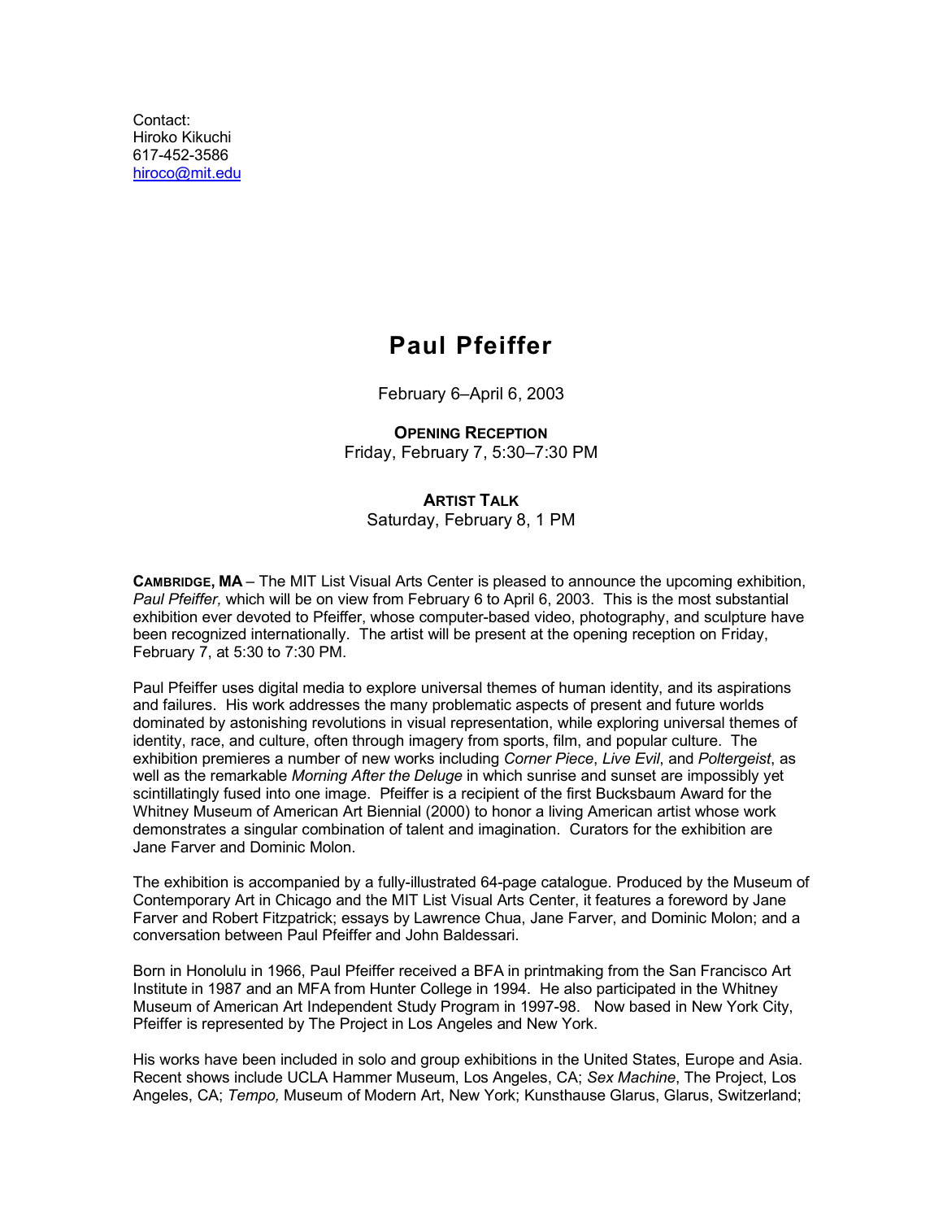Contact:
Hiroko Kikuchi
617-452-3586
hiroco@mit.edu

# Paul Pfeiffer

February 6–April 6, 2003

**OPENING RECEPTION**
Friday, February 7, 5:30–7:30 PM

**ARTIST TALK**
Saturday, February 8, 1 PM

**CAMBRIDGE, MA** – The MIT List Visual Arts Center is pleased to announce the upcoming exhibition, *Paul Pfeiffer,* which will be on view from February 6 to April 6, 2003. This is the most substantial exhibition ever devoted to Pfeiffer, whose computer-based video, photography, and sculpture have been recognized internationally. The artist will be present at the opening reception on Friday, February 7, at 5:30 to 7:30 PM.

Paul Pfeiffer uses digital media to explore universal themes of human identity, and its aspirations and failures. His work addresses the many problematic aspects of present and future worlds dominated by astonishing revolutions in visual representation, while exploring universal themes of identity, race, and culture, often through imagery from sports, film, and popular culture. The exhibition premieres a number of new works including *Corner Piece*, *Live Evil*, and *Poltergeist*, as well as the remarkable *Morning After the Deluge* in which sunrise and sunset are impossibly yet scintillatingly fused into one image. Pfeiffer is a recipient of the first Bucksbaum Award for the Whitney Museum of American Art Biennial (2000) to honor a living American artist whose work demonstrates a singular combination of talent and imagination. Curators for the exhibition are Jane Farver and Dominic Molon.

The exhibition is accompanied by a fully-illustrated 64-page catalogue. Produced by the Museum of Contemporary Art in Chicago and the MIT List Visual Arts Center, it features a foreword by Jane Farver and Robert Fitzpatrick; essays by Lawrence Chua, Jane Farver, and Dominic Molon; and a conversation between Paul Pfeiffer and John Baldessari.

Born in Honolulu in 1966, Paul Pfeiffer received a BFA in printmaking from the San Francisco Art Institute in 1987 and an MFA from Hunter College in 1994. He also participated in the Whitney Museum of American Art Independent Study Program in 1997-98. Now based in New York City, Pfeiffer is represented by The Project in Los Angeles and New York.

His works have been included in solo and group exhibitions in the United States, Europe and Asia. Recent shows include UCLA Hammer Museum, Los Angeles, CA; *Sex Machine*, The Project, Los Angeles, CA; *Tempo,* Museum of Modern Art, New York; Kunsthause Glarus, Glarus, Switzerland;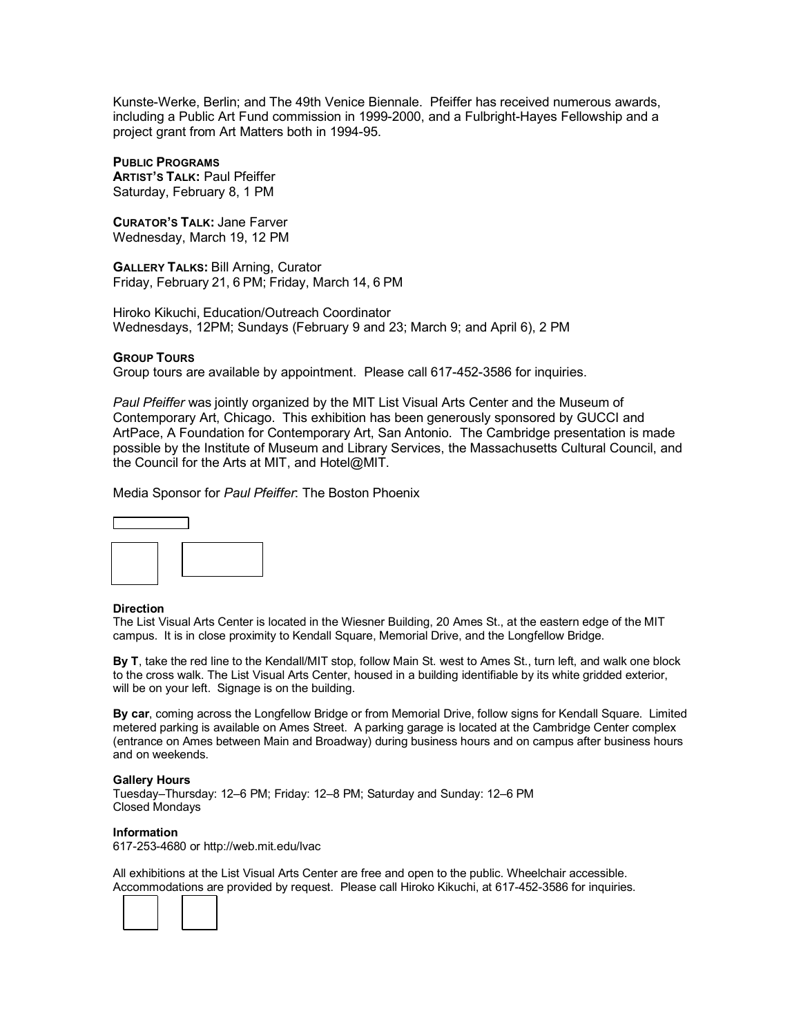Kunste-Werke, Berlin; and The 49th Venice Biennale. Pfeiffer has received numerous awards, including a Public Art Fund commission in 1999-2000, and a Fulbright-Hayes Fellowship and a project grant from Art Matters both in 1994-95.

**PUBLIC PROGRAMS**

**ARTIST'S TALK:** Paul Pfeiffer
Saturday, February 8, 1 PM

**CURATOR'S TALK:** Jane Farver
Wednesday, March 19, 12 PM

**GALLERY TALKS:** Bill Arning, Curator
Friday, February 21, 6 PM; Friday, March 14, 6 PM

Hiroko Kikuchi, Education/Outreach Coordinator
Wednesdays, 12PM; Sundays (February 9 and 23; March 9; and April 6), 2 PM

**GROUP TOURS**

Group tours are available by appointment. Please call 617-452-3586 for inquiries.

*Paul Pfeiffer* was jointly organized by the MIT List Visual Arts Center and the Museum of Contemporary Art, Chicago. This exhibition has been generously sponsored by GUCCI and ArtPace, A Foundation for Contemporary Art, San Antonio. The Cambridge presentation is made possible by the Institute of Museum and Library Services, the Massachusetts Cultural Council, and the Council for the Arts at MIT, and Hotel@MIT.

Media Sponsor for *Paul Pfeiffer*: The Boston Phoenix

**Direction**

The List Visual Arts Center is located in the Wiesner Building, 20 Ames St., at the eastern edge of the MIT campus. It is in close proximity to Kendall Square, Memorial Drive, and the Longfellow Bridge.

**By T**, take the red line to the Kendall/MIT stop, follow Main St. west to Ames St., turn left, and walk one block to the cross walk. The List Visual Arts Center, housed in a building identifiable by its white gridded exterior, will be on your left. Signage is on the building.

**By car**, coming across the Longfellow Bridge or from Memorial Drive, follow signs for Kendall Square. Limited metered parking is available on Ames Street. A parking garage is located at the Cambridge Center complex (entrance on Ames between Main and Broadway) during business hours and on campus after business hours and on weekends.

**Gallery Hours**

Tuesday–Thursday: 12–6 PM; Friday: 12–8 PM; Saturday and Sunday: 12–6 PM
Closed Mondays

**Information**

617-253-4680 or http://web.mit.edu/lvac

All exhibitions at the List Visual Arts Center are free and open to the public. Wheelchair accessible. Accommodations are provided by request. Please call Hiroko Kikuchi, at 617-452-3586 for inquiries.